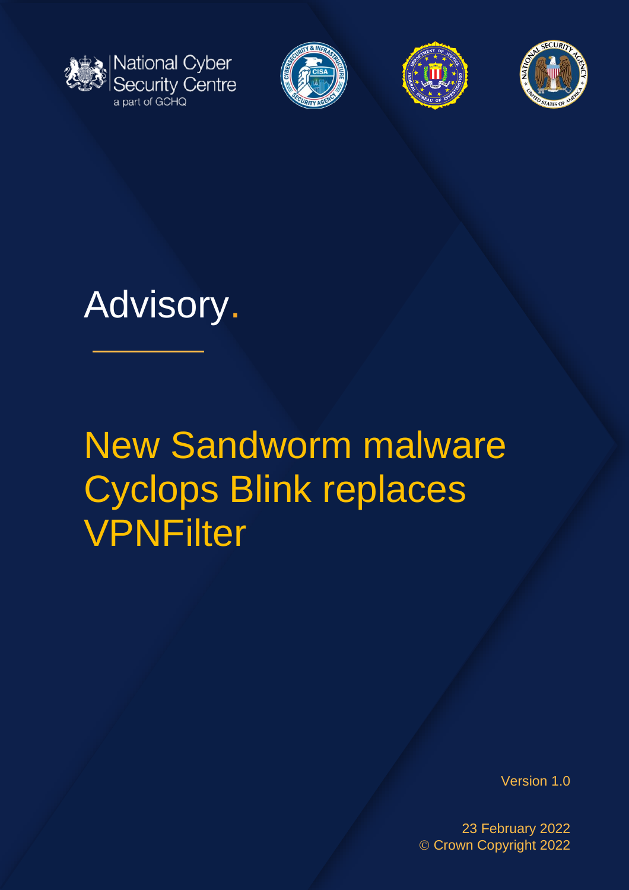National Cyber Security Centre
a part of GCHQ

# Advisory.

# New Sandworm malware Cyclops Blink replaces VPNFilter

Version 1.0

23 February 2022
© Crown Copyright 2022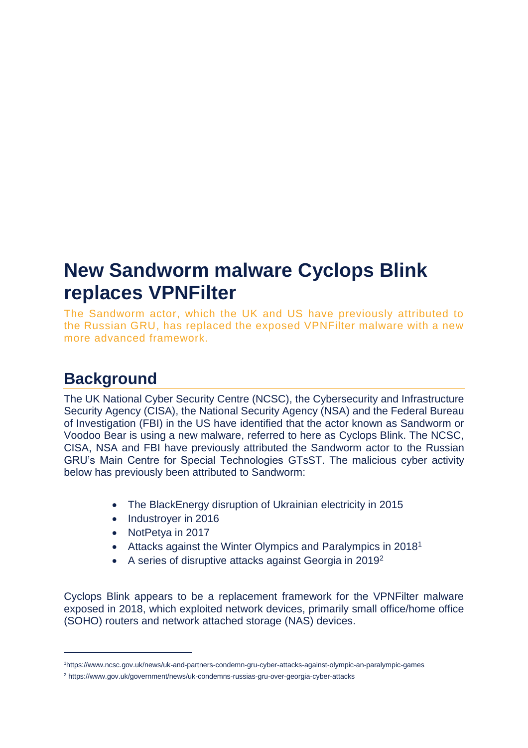# New Sandworm malware Cyclops Blink replaces VPNFilter

The Sandworm actor, which the UK and US have previously attributed to the Russian GRU, has replaced the exposed VPNFilter malware with a new more advanced framework.

## Background

The UK National Cyber Security Centre (NCSC), the Cybersecurity and Infrastructure Security Agency (CISA), the National Security Agency (NSA) and the Federal Bureau of Investigation (FBI) in the US have identified that the actor known as Sandworm or Voodoo Bear is using a new malware, referred to here as Cyclops Blink. The NCSC, CISA, NSA and FBI have previously attributed the Sandworm actor to the Russian GRU's Main Centre for Special Technologies GTsST. The malicious cyber activity below has previously been attributed to Sandworm:

- The BlackEnergy disruption of Ukrainian electricity in 2015
- Industroyer in 2016
- NotPetya in 2017
- Attacks against the Winter Olympics and Paralympics in 2018[1]
- A series of disruptive attacks against Georgia in 2019[2]

Cyclops Blink appears to be a replacement framework for the VPNFilter malware exposed in 2018, which exploited network devices, primarily small office/home office (SOHO) routers and network attached storage (NAS) devices.

---

[1] https://www.ncsc.gov.uk/news/uk-and-partners-condemn-gru-cyber-attacks-against-olympic-an-paralympic-games

[2] https://www.gov.uk/government/news/uk-condemns-russias-gru-over-georgia-cyber-attacks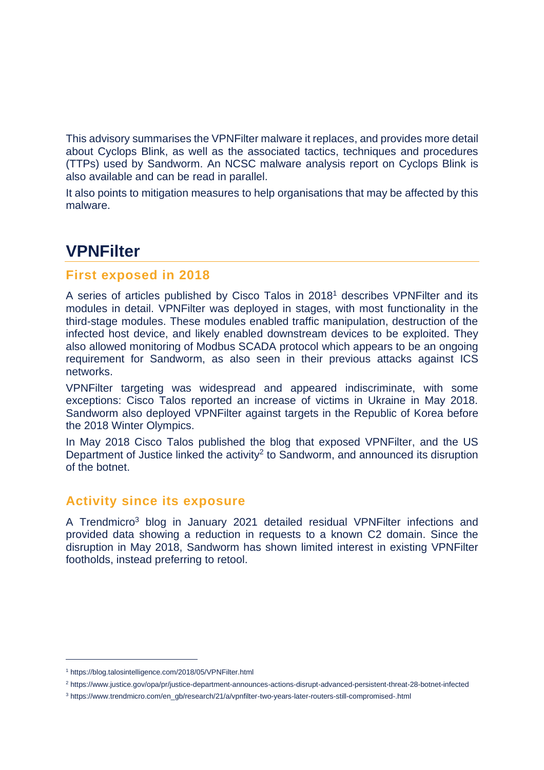This advisory summarises the VPNFilter malware it replaces, and provides more detail about Cyclops Blink, as well as the associated tactics, techniques and procedures (TTPs) used by Sandworm. An NCSC malware analysis report on Cyclops Blink is also available and can be read in parallel.

It also points to mitigation measures to help organisations that may be affected by this malware.

## VPNFilter

### First exposed in 2018

A series of articles published by Cisco Talos in 2018[1] describes VPNFilter and its modules in detail. VPNFilter was deployed in stages, with most functionality in the third-stage modules. These modules enabled traffic manipulation, destruction of the infected host device, and likely enabled downstream devices to be exploited. They also allowed monitoring of Modbus SCADA protocol which appears to be an ongoing requirement for Sandworm, as also seen in their previous attacks against ICS networks.

VPNFilter targeting was widespread and appeared indiscriminate, with some exceptions: Cisco Talos reported an increase of victims in Ukraine in May 2018. Sandworm also deployed VPNFilter against targets in the Republic of Korea before the 2018 Winter Olympics.

In May 2018 Cisco Talos published the blog that exposed VPNFilter, and the US Department of Justice linked the activity[2] to Sandworm, and announced its disruption of the botnet.

### Activity since its exposure

A Trendmicro[3] blog in January 2021 detailed residual VPNFilter infections and provided data showing a reduction in requests to a known C2 domain. Since the disruption in May 2018, Sandworm has shown limited interest in existing VPNFilter footholds, instead preferring to retool.

---

[1] https://blog.talosintelligence.com/2018/05/VPNFilter.html

[2] https://www.justice.gov/opa/pr/justice-department-announces-actions-disrupt-advanced-persistent-threat-28-botnet-infected

[3] https://www.trendmicro.com/en_gb/research/21/a/vpnfilter-two-years-later-routers-still-compromised-.html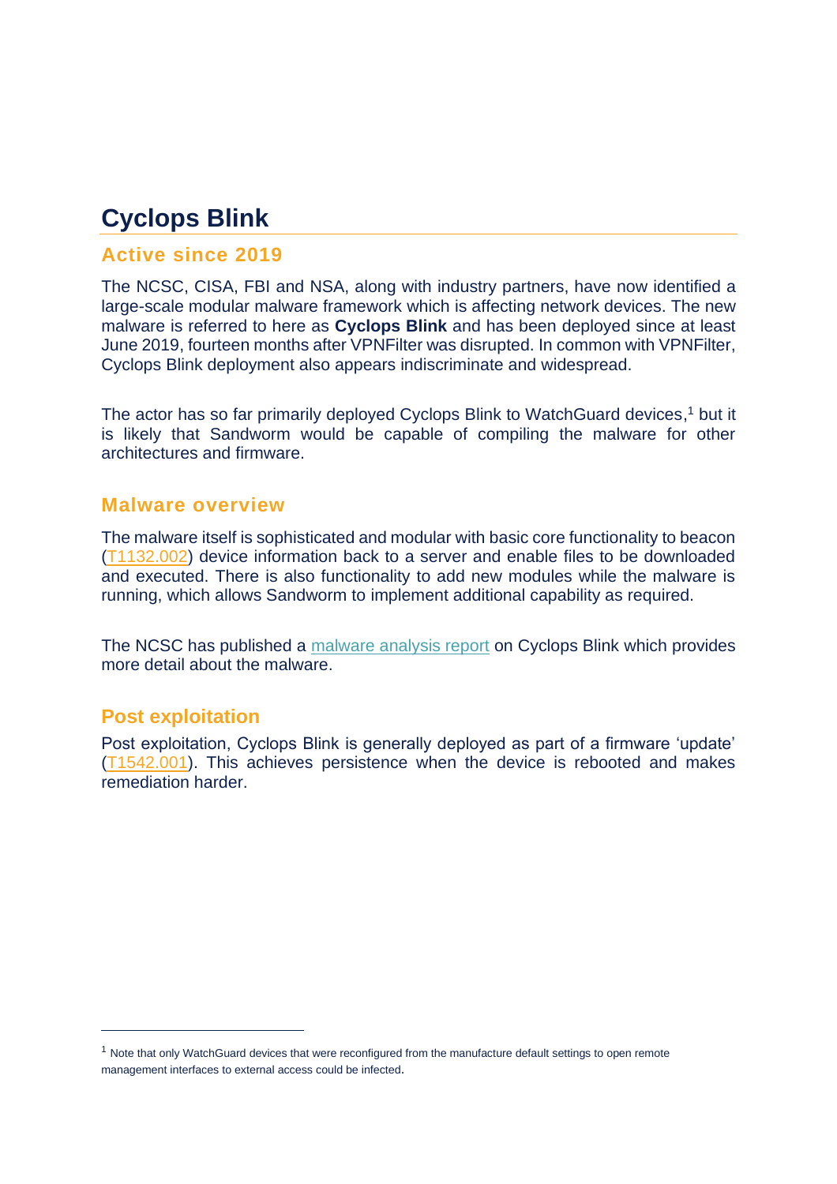# Cyclops Blink

## Active since 2019

The NCSC, CISA, FBI and NSA, along with industry partners, have now identified a large-scale modular malware framework which is affecting network devices. The new malware is referred to here as **Cyclops Blink** and has been deployed since at least June 2019, fourteen months after VPNFilter was disrupted. In common with VPNFilter, Cyclops Blink deployment also appears indiscriminate and widespread.

The actor has so far primarily deployed Cyclops Blink to WatchGuard devices,[1] but it is likely that Sandworm would be capable of compiling the malware for other architectures and firmware.

## Malware overview

The malware itself is sophisticated and modular with basic core functionality to beacon (T1132.002) device information back to a server and enable files to be downloaded and executed. There is also functionality to add new modules while the malware is running, which allows Sandworm to implement additional capability as required.

The NCSC has published a malware analysis report on Cyclops Blink which provides more detail about the malware.

## Post exploitation

Post exploitation, Cyclops Blink is generally deployed as part of a firmware 'update' (T1542.001). This achieves persistence when the device is rebooted and makes remediation harder.

---

[1] Note that only WatchGuard devices that were reconfigured from the manufacture default settings to open remote management interfaces to external access could be infected.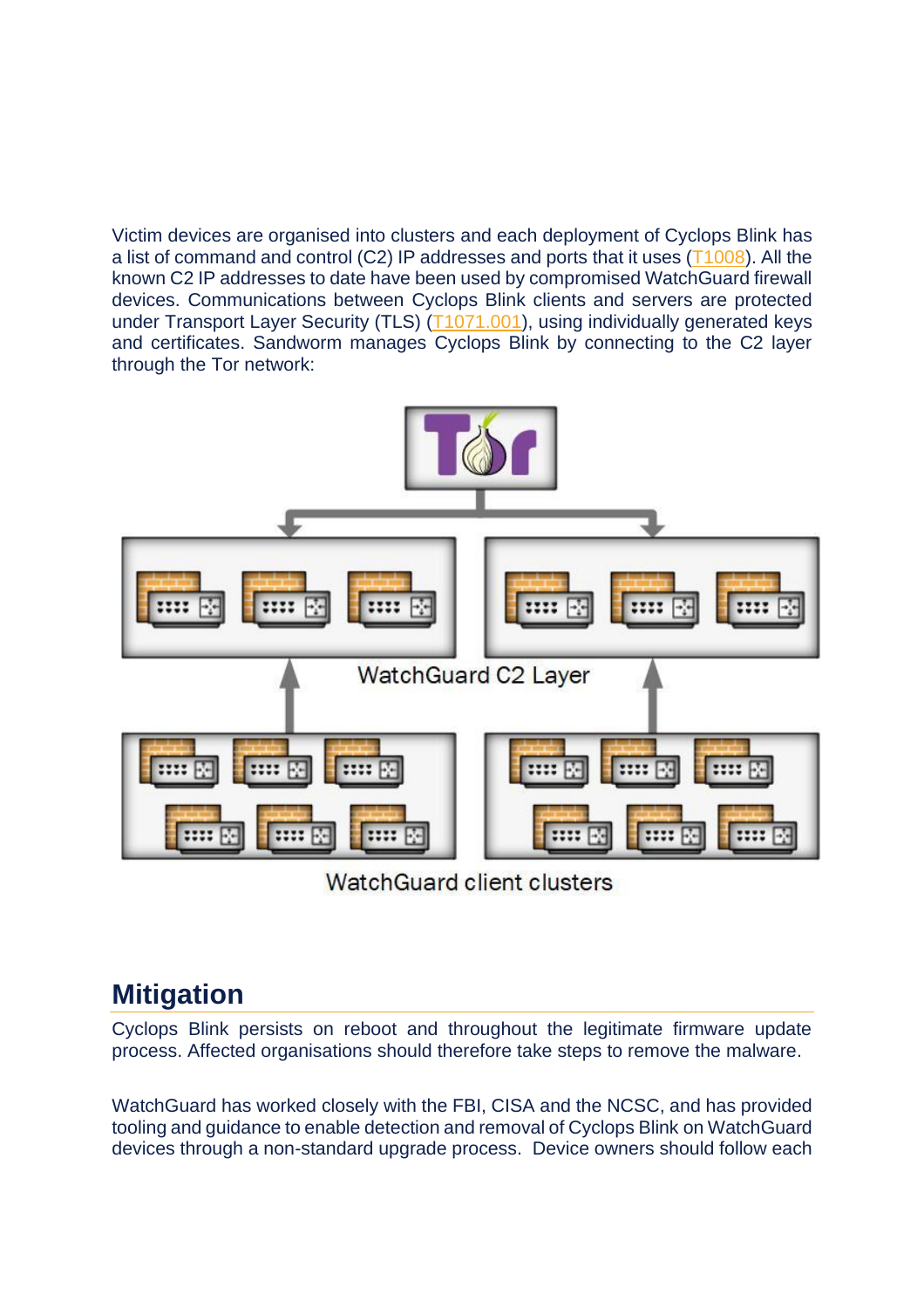Victim devices are organised into clusters and each deployment of Cyclops Blink has a list of command and control (C2) IP addresses and ports that it uses (T1008). All the known C2 IP addresses to date have been used by compromised WatchGuard firewall devices. Communications between Cyclops Blink clients and servers are protected under Transport Layer Security (TLS) (T1071.001), using individually generated keys and certificates. Sandworm manages Cyclops Blink by connecting to the C2 layer through the Tor network:

Tor

WatchGuard C2 Layer

WatchGuard client clusters

## Mitigation

Cyclops Blink persists on reboot and throughout the legitimate firmware update process. Affected organisations should therefore take steps to remove the malware.

WatchGuard has worked closely with the FBI, CISA and the NCSC, and has provided tooling and guidance to enable detection and removal of Cyclops Blink on WatchGuard devices through a non-standard upgrade process. Device owners should follow each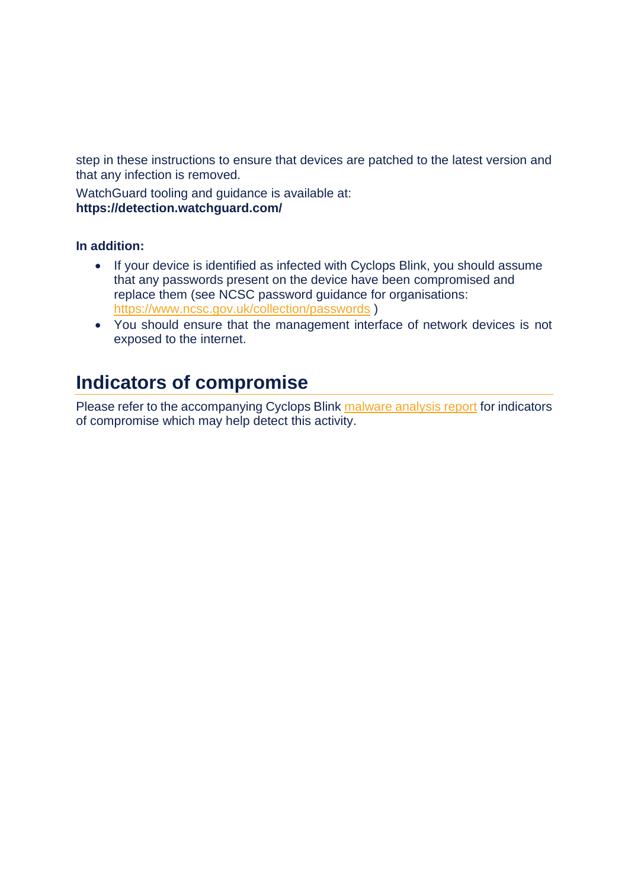step in these instructions to ensure that devices are patched to the latest version and that any infection is removed.

WatchGuard tooling and guidance is available at:
**https://detection.watchguard.com/**

**In addition:**

- If your device is identified as infected with Cyclops Blink, you should assume that any passwords present on the device have been compromised and replace them (see NCSC password guidance for organisations: https://www.ncsc.gov.uk/collection/passwords )
- You should ensure that the management interface of network devices is not exposed to the internet.

## Indicators of compromise

Please refer to the accompanying Cyclops Blink malware analysis report for indicators of compromise which may help detect this activity.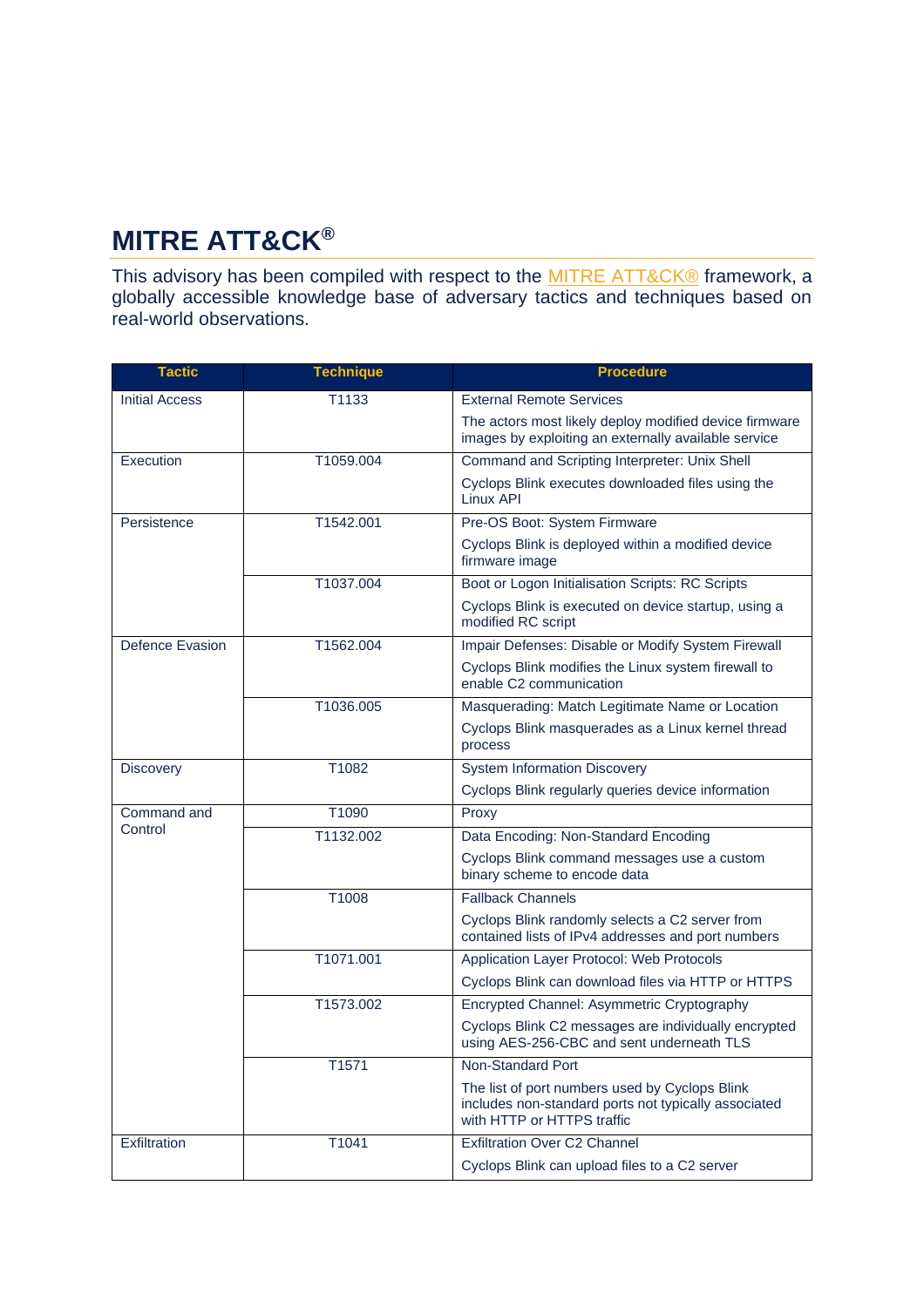# MITRE ATT&CK®

This advisory has been compiled with respect to the MITRE ATT&CK® framework, a globally accessible knowledge base of adversary tactics and techniques based on real-world observations.

| Tactic | Technique | Procedure |
|---|---|---|
| Initial Access | T1133 | External Remote Services<br><br>The actors most likely deploy modified device firmware images by exploiting an externally available service |
| Execution | T1059.004 | Command and Scripting Interpreter: Unix Shell<br><br>Cyclops Blink executes downloaded files using the Linux API |
| Persistence | T1542.001 | Pre-OS Boot: System Firmware<br><br>Cyclops Blink is deployed within a modified device firmware image |
| | T1037.004 | Boot or Logon Initialisation Scripts: RC Scripts<br><br>Cyclops Blink is executed on device startup, using a modified RC script |
| Defence Evasion | T1562.004 | Impair Defenses: Disable or Modify System Firewall<br><br>Cyclops Blink modifies the Linux system firewall to enable C2 communication |
| | T1036.005 | Masquerading: Match Legitimate Name or Location<br><br>Cyclops Blink masquerades as a Linux kernel thread process |
| Discovery | T1082 | System Information Discovery<br><br>Cyclops Blink regularly queries device information |
| Command and Control | T1090 | Proxy |
| | T1132.002 | Data Encoding: Non-Standard Encoding<br><br>Cyclops Blink command messages use a custom binary scheme to encode data |
| | T1008 | Fallback Channels<br><br>Cyclops Blink randomly selects a C2 server from contained lists of IPv4 addresses and port numbers |
| | T1071.001 | Application Layer Protocol: Web Protocols<br><br>Cyclops Blink can download files via HTTP or HTTPS |
| | T1573.002 | Encrypted Channel: Asymmetric Cryptography<br><br>Cyclops Blink C2 messages are individually encrypted using AES-256-CBC and sent underneath TLS |
| | T1571 | Non-Standard Port<br><br>The list of port numbers used by Cyclops Blink includes non-standard ports not typically associated with HTTP or HTTPS traffic |
| Exfiltration | T1041 | Exfiltration Over C2 Channel<br><br>Cyclops Blink can upload files to a C2 server |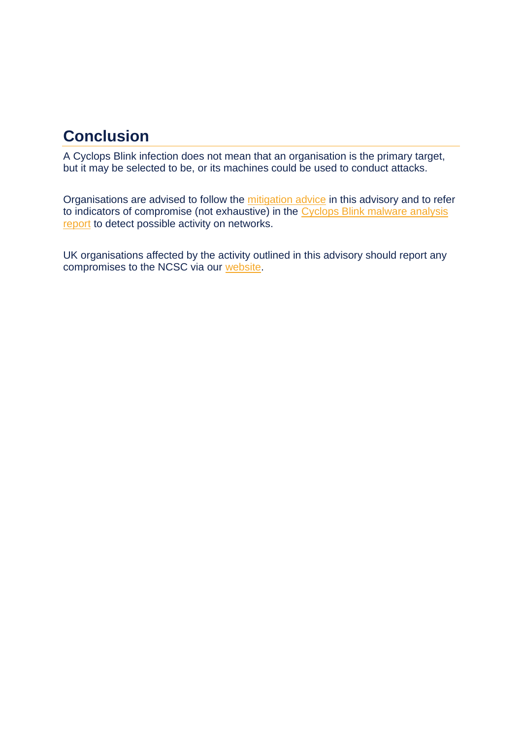## Conclusion

A Cyclops Blink infection does not mean that an organisation is the primary target, but it may be selected to be, or its machines could be used to conduct attacks.

Organisations are advised to follow the mitigation advice in this advisory and to refer to indicators of compromise (not exhaustive) in the Cyclops Blink malware analysis report to detect possible activity on networks.

UK organisations affected by the activity outlined in this advisory should report any compromises to the NCSC via our website.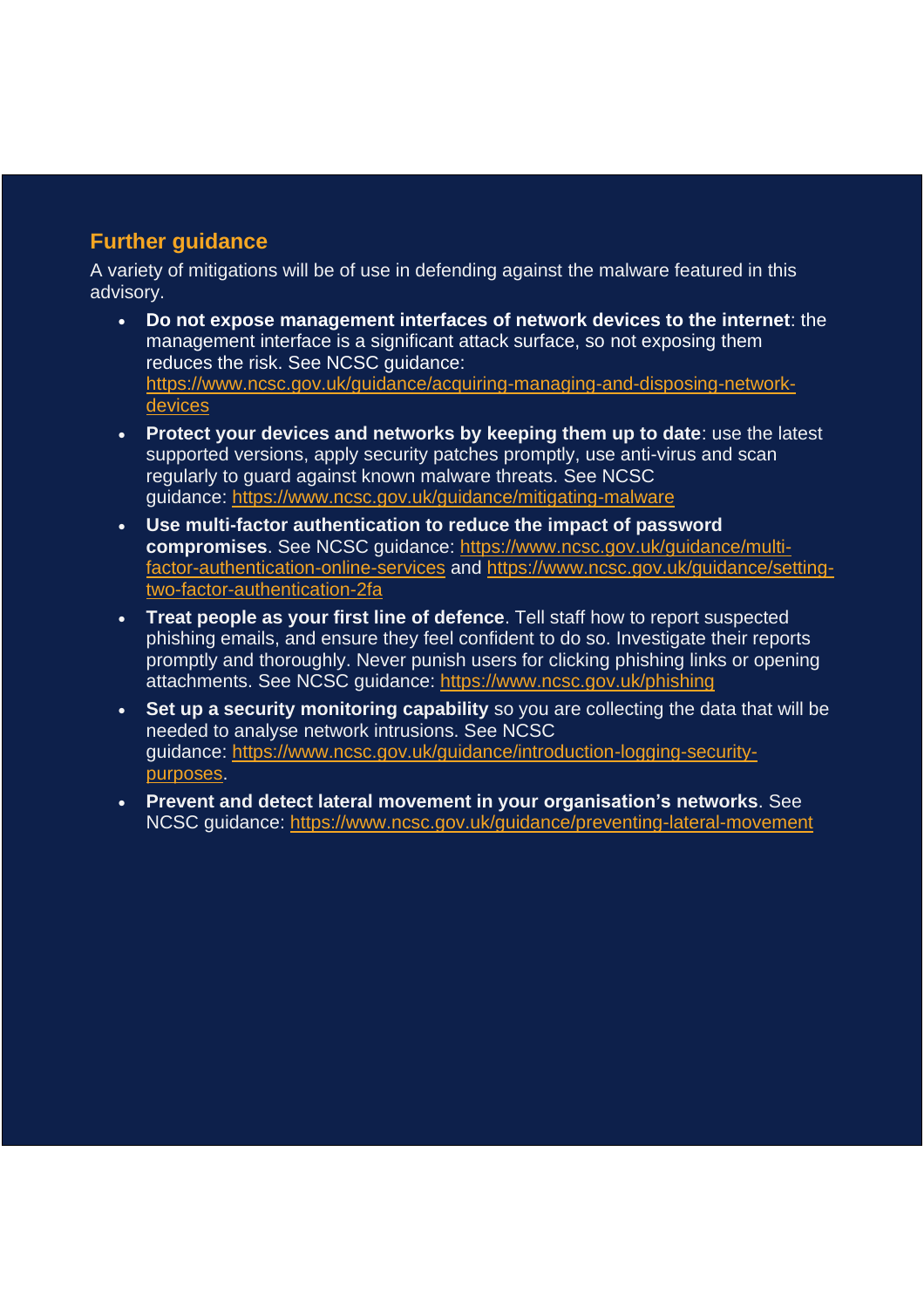## Further guidance

A variety of mitigations will be of use in defending against the malware featured in this advisory.

- **Do not expose management interfaces of network devices to the internet**: the management interface is a significant attack surface, so not exposing them reduces the risk. See NCSC guidance: https://www.ncsc.gov.uk/guidance/acquiring-managing-and-disposing-network-devices
- **Protect your devices and networks by keeping them up to date**: use the latest supported versions, apply security patches promptly, use anti-virus and scan regularly to guard against known malware threats. See NCSC guidance: https://www.ncsc.gov.uk/guidance/mitigating-malware
- **Use multi-factor authentication to reduce the impact of password compromises**. See NCSC guidance: https://www.ncsc.gov.uk/guidance/multi-factor-authentication-online-services and https://www.ncsc.gov.uk/guidance/setting-two-factor-authentication-2fa
- **Treat people as your first line of defence**. Tell staff how to report suspected phishing emails, and ensure they feel confident to do so. Investigate their reports promptly and thoroughly. Never punish users for clicking phishing links or opening attachments. See NCSC guidance: https://www.ncsc.gov.uk/phishing
- **Set up a security monitoring capability** so you are collecting the data that will be needed to analyse network intrusions. See NCSC guidance: https://www.ncsc.gov.uk/guidance/introduction-logging-security-purposes.
- **Prevent and detect lateral movement in your organisation's networks**. See NCSC guidance: https://www.ncsc.gov.uk/guidance/preventing-lateral-movement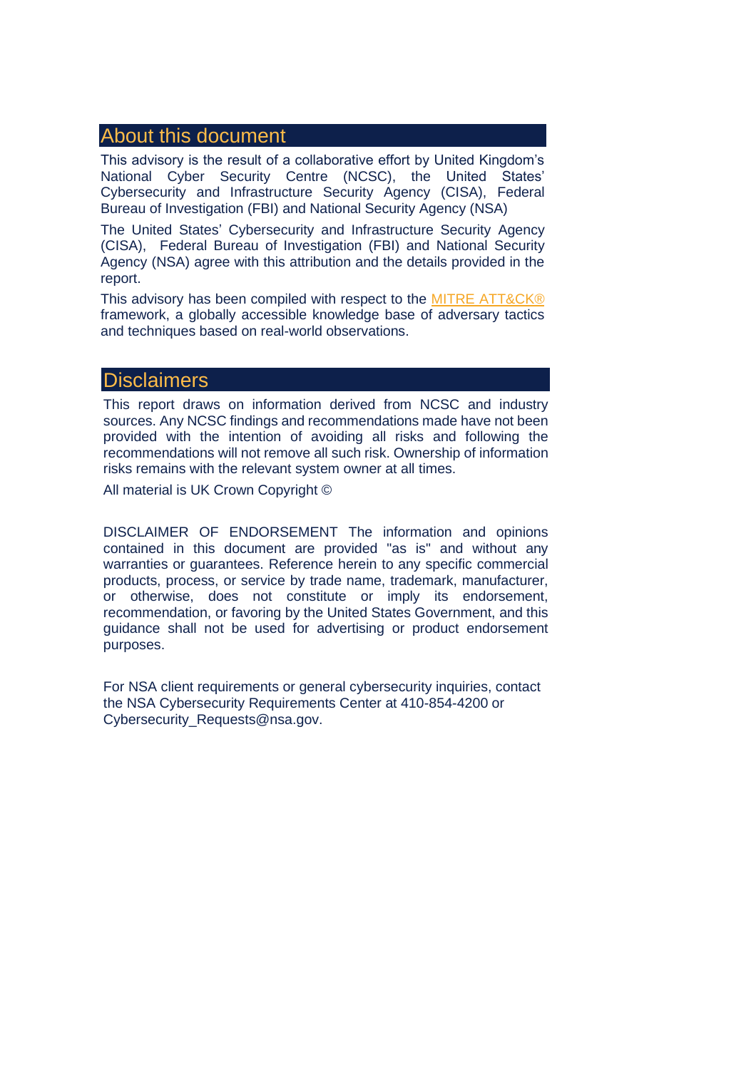## About this document

This advisory is the result of a collaborative effort by United Kingdom's National Cyber Security Centre (NCSC), the United States' Cybersecurity and Infrastructure Security Agency (CISA), Federal Bureau of Investigation (FBI) and National Security Agency (NSA)

The United States' Cybersecurity and Infrastructure Security Agency (CISA), Federal Bureau of Investigation (FBI) and National Security Agency (NSA) agree with this attribution and the details provided in the report.

This advisory has been compiled with respect to the MITRE ATT&CK® framework, a globally accessible knowledge base of adversary tactics and techniques based on real-world observations.

## Disclaimers

This report draws on information derived from NCSC and industry sources. Any NCSC findings and recommendations made have not been provided with the intention of avoiding all risks and following the recommendations will not remove all such risk. Ownership of information risks remains with the relevant system owner at all times.

All material is UK Crown Copyright ©

DISCLAIMER OF ENDORSEMENT The information and opinions contained in this document are provided "as is" and without any warranties or guarantees. Reference herein to any specific commercial products, process, or service by trade name, trademark, manufacturer, or otherwise, does not constitute or imply its endorsement, recommendation, or favoring by the United States Government, and this guidance shall not be used for advertising or product endorsement purposes.

For NSA client requirements or general cybersecurity inquiries, contact the NSA Cybersecurity Requirements Center at 410-854-4200 or Cybersecurity_Requests@nsa.gov.